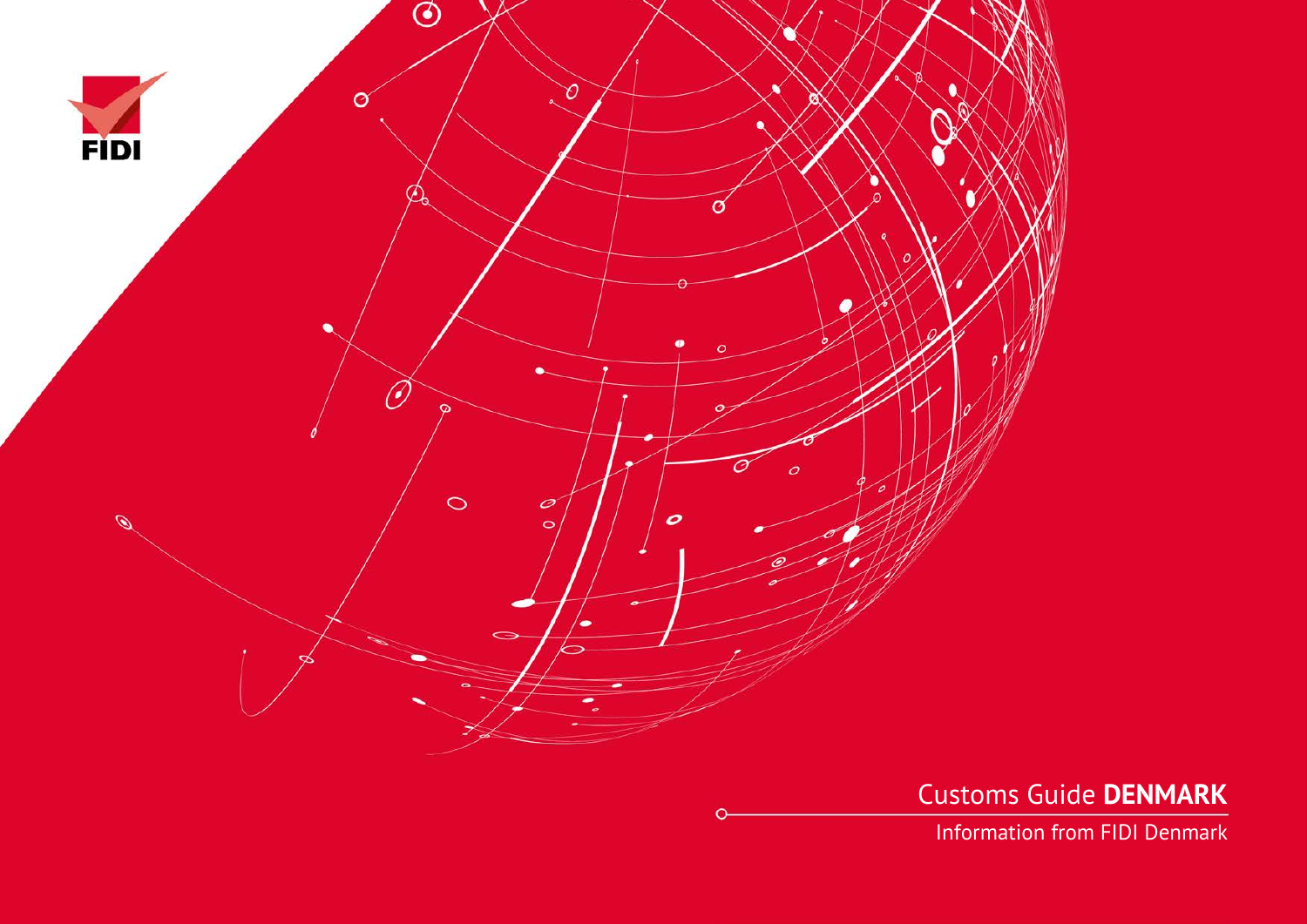FIDI

# Customs Guide **DENMARK**

Information from FIDI Denmark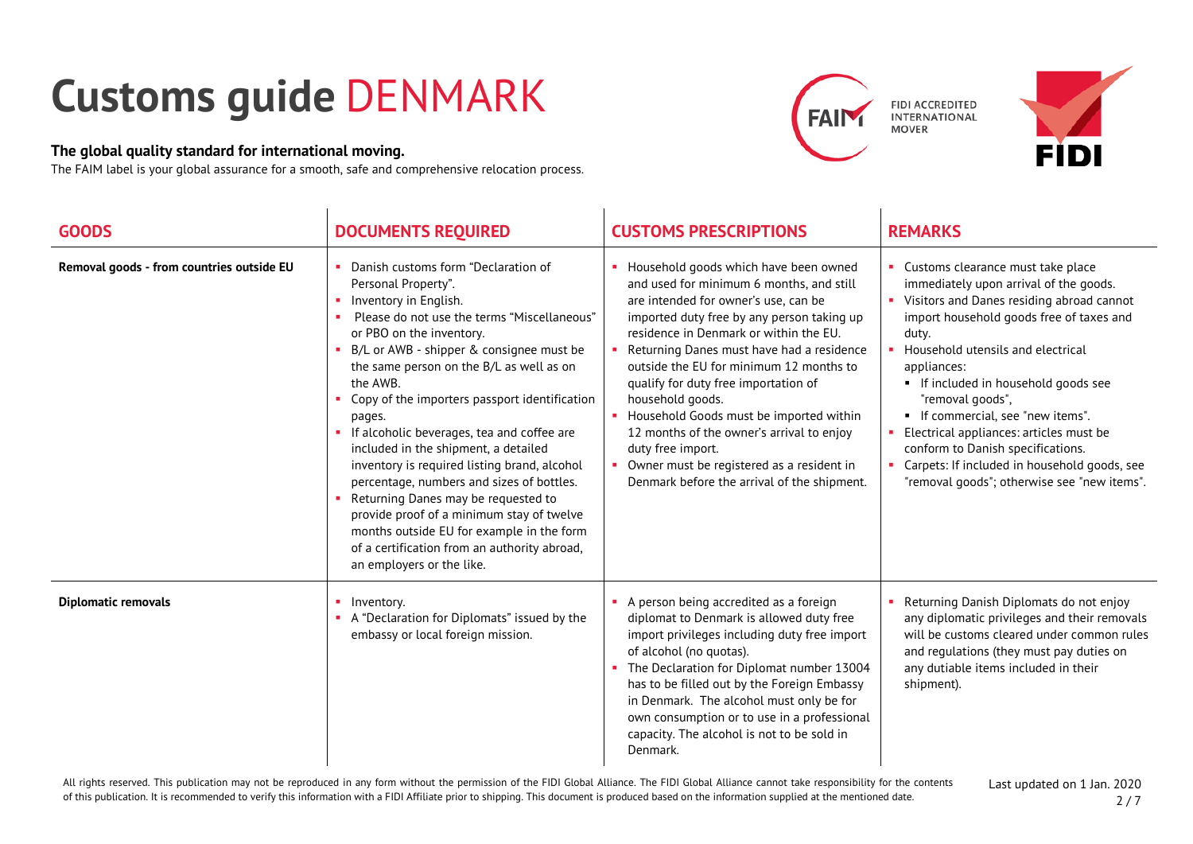# Customs guide DENMARK

**The global quality standard for international moving.**

The FAIM label is your global assurance for a smooth, safe and comprehensive relocation process.

FIDI ACCREDITED INTERNATIONAL MOVER

| GOODS | DOCUMENTS REQUIRED | CUSTOMS PRESCRIPTIONS | REMARKS |
|---|---|---|---|
| **Removal goods - from countries outside EU** | ▪ Danish customs form "Declaration of Personal Property".<br>▪ Inventory in English.<br>▪ Please do not use the terms "Miscellaneous" or PBO on the inventory.<br>▪ B/L or AWB - shipper & consignee must be the same person on the B/L as well as on the AWB.<br>▪ Copy of the importers passport identification pages.<br>▪ If alcoholic beverages, tea and coffee are included in the shipment, a detailed inventory is required listing brand, alcohol percentage, numbers and sizes of bottles.<br>▪ Returning Danes may be requested to provide proof of a minimum stay of twelve months outside EU for example in the form of a certification from an authority abroad, an employers or the like. | ▪ Household goods which have been owned and used for minimum 6 months, and still are intended for owner's use, can be imported duty free by any person taking up residence in Denmark or within the EU.<br>▪ Returning Danes must have had a residence outside the EU for minimum 12 months to qualify for duty free importation of household goods.<br>▪ Household Goods must be imported within 12 months of the owner's arrival to enjoy duty free import.<br>▪ Owner must be registered as a resident in Denmark before the arrival of the shipment. | ▪ Customs clearance must take place immediately upon arrival of the goods.<br>▪ Visitors and Danes residing abroad cannot import household goods free of taxes and duty.<br>▪ Household utensils and electrical appliances:<br>&nbsp;&nbsp;▪ If included in household goods see "removal goods",<br>&nbsp;&nbsp;▪ If commercial, see "new items".<br>▪ Electrical appliances: articles must be conform to Danish specifications.<br>▪ Carpets: If included in household goods, see "removal goods"; otherwise see "new items". |
| **Diplomatic removals** | ▪ Inventory.<br>▪ A "Declaration for Diplomats" issued by the embassy or local foreign mission. | ▪ A person being accredited as a foreign diplomat to Denmark is allowed duty free import privileges including duty free import of alcohol (no quotas).<br>▪ The Declaration for Diplomat number 13004 has to be filled out by the Foreign Embassy in Denmark. The alcohol must only be for own consumption or to use in a professional capacity. The alcohol is not to be sold in Denmark. | ▪ Returning Danish Diplomats do not enjoy any diplomatic privileges and their removals will be customs cleared under common rules and regulations (they must pay duties on any dutiable items included in their shipment). |

All rights reserved. This publication may not be reproduced in any form without the permission of the FIDI Global Alliance. The FIDI Global Alliance cannot take responsibility for the contents of this publication. It is recommended to verify this information with a FIDI Affiliate prior to shipping. This document is produced based on the information supplied at the mentioned date.

Last updated on 1 Jan. 2020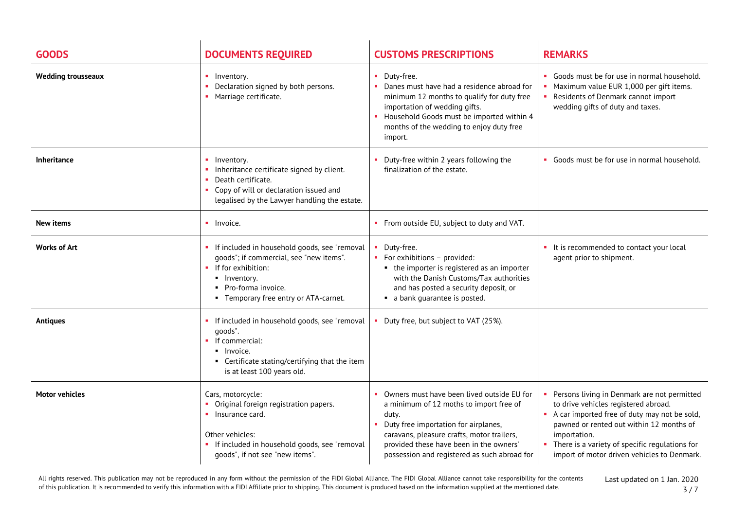| GOODS | DOCUMENTS REQUIRED | CUSTOMS PRESCRIPTIONS | REMARKS |
|---|---|---|---|
| **Wedding trousseaux** | ▪ Inventory.<br>▪ Declaration signed by both persons.<br>▪ Marriage certificate. | ▪ Duty-free.<br>▪ Danes must have had a residence abroad for minimum 12 months to qualify for duty free importation of wedding gifts.<br>▪ Household Goods must be imported within 4 months of the wedding to enjoy duty free import. | ▪ Goods must be for use in normal household.<br>▪ Maximum value EUR 1,000 per gift items.<br>▪ Residents of Denmark cannot import wedding gifts of duty and taxes. |
| **Inheritance** | ▪ Inventory.<br>▪ Inheritance certificate signed by client.<br>▪ Death certificate.<br>▪ Copy of will or declaration issued and legalised by the Lawyer handling the estate. | ▪ Duty-free within 2 years following the finalization of the estate. | ▪ Goods must be for use in normal household. |
| **New items** | ▪ Invoice. | ▪ From outside EU, subject to duty and VAT. | |
| **Works of Art** | ▪ If included in household goods, see "removal goods"; if commercial, see "new items".<br>▪ If for exhibition:<br>&nbsp;&nbsp;▪ Inventory.<br>&nbsp;&nbsp;▪ Pro-forma invoice.<br>&nbsp;&nbsp;▪ Temporary free entry or ATA-carnet. | ▪ Duty-free.<br>▪ For exhibitions – provided:<br>&nbsp;&nbsp;▪ the importer is registered as an importer with the Danish Customs/Tax authorities and has posted a security deposit, or<br>&nbsp;&nbsp;▪ a bank guarantee is posted. | ▪ It is recommended to contact your local agent prior to shipment. |
| **Antiques** | ▪ If included in household goods, see "removal goods".<br>▪ If commercial:<br>&nbsp;&nbsp;▪ Invoice.<br>&nbsp;&nbsp;▪ Certificate stating/certifying that the item is at least 100 years old. | ▪ Duty free, but subject to VAT (25%). | |
| **Motor vehicles** | Cars, motorcycle:<br>▪ Original foreign registration papers.<br>▪ Insurance card.<br><br>Other vehicles:<br>▪ If included in household goods, see "removal goods", if not see "new items". | ▪ Owners must have been lived outside EU for a minimum of 12 moths to import free of duty.<br>▪ Duty free importation for airplanes, caravans, pleasure crafts, motor trailers, provided these have been in the owners' possession and registered as such abroad for | ▪ Persons living in Denmark are not permitted to drive vehicles registered abroad.<br>▪ A car imported free of duty may not be sold, pawned or rented out within 12 months of importation.<br>▪ There is a variety of specific regulations for import of motor driven vehicles to Denmark. |

All rights reserved. This publication may not be reproduced in any form without the permission of the FIDI Global Alliance. The FIDI Global Alliance cannot take responsibility for the contents of this publication. It is recommended to verify this information with a FIDI Affiliate prior to shipping. This document is produced based on the information supplied at the mentioned date.

Last updated on 1 Jan. 2020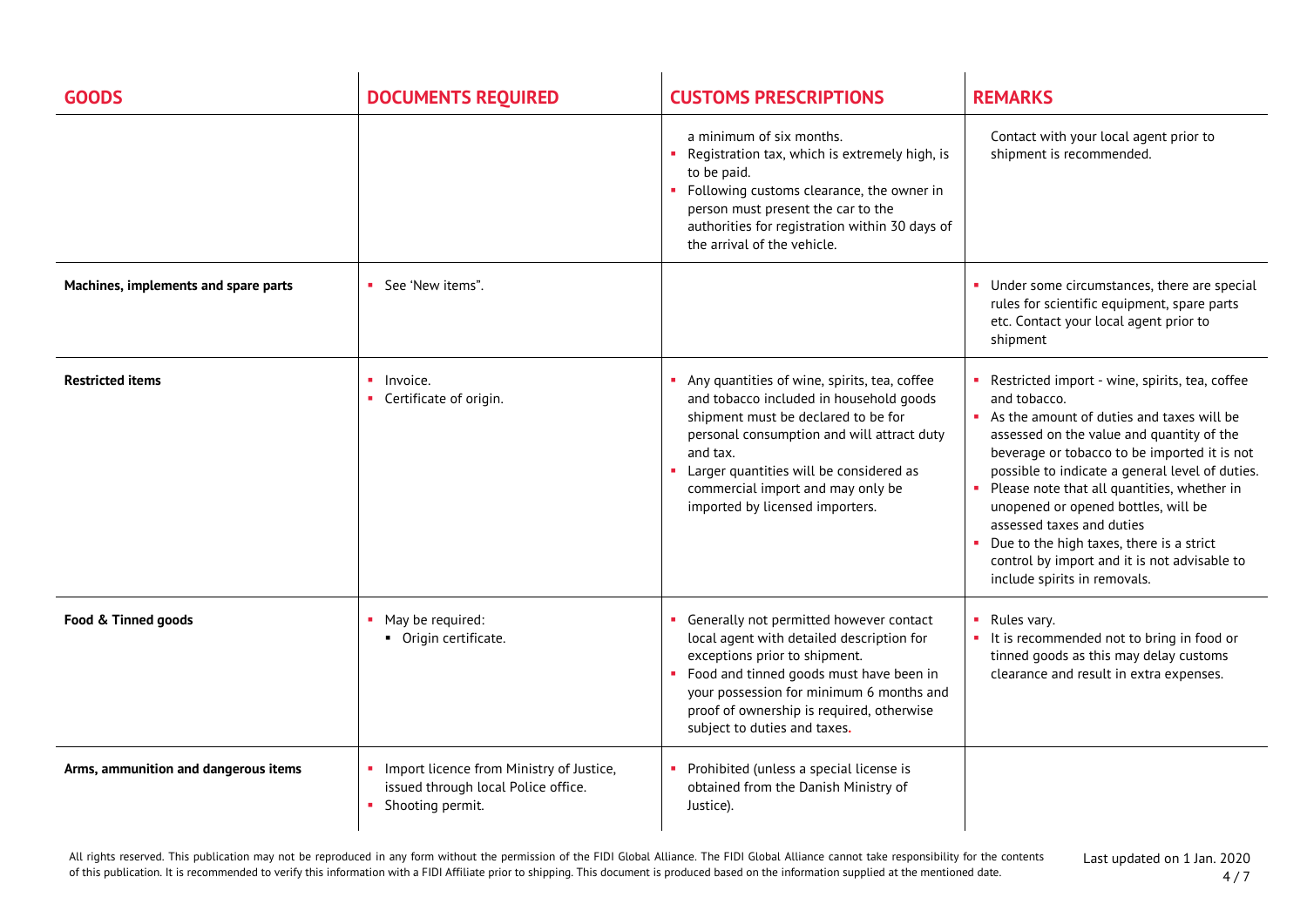| GOODS | DOCUMENTS REQUIRED | CUSTOMS PRESCRIPTIONS | REMARKS |
|---|---|---|---|
| | | a minimum of six months.<br>▪ Registration tax, which is extremely high, is to be paid.<br>▪ Following customs clearance, the owner in person must present the car to the authorities for registration within 30 days of the arrival of the vehicle. | Contact with your local agent prior to shipment is recommended. |
| **Machines, implements and spare parts** | ▪ See 'New items". | | ▪ Under some circumstances, there are special rules for scientific equipment, spare parts etc. Contact your local agent prior to shipment |
| **Restricted items** | ▪ Invoice.<br>▪ Certificate of origin. | ▪ Any quantities of wine, spirits, tea, coffee and tobacco included in household goods shipment must be declared to be for personal consumption and will attract duty and tax.<br>▪ Larger quantities will be considered as commercial import and may only be imported by licensed importers. | ▪ Restricted import - wine, spirits, tea, coffee and tobacco.<br>▪ As the amount of duties and taxes will be assessed on the value and quantity of the beverage or tobacco to be imported it is not possible to indicate a general level of duties.<br>▪ Please note that all quantities, whether in unopened or opened bottles, will be assessed taxes and duties<br>▪ Due to the high taxes, there is a strict control by import and it is not advisable to include spirits in removals. |
| **Food & Tinned goods** | ▪ May be required:<br>&nbsp;&nbsp;▪ Origin certificate. | ▪ Generally not permitted however contact local agent with detailed description for exceptions prior to shipment.<br>▪ Food and tinned goods must have been in your possession for minimum 6 months and proof of ownership is required, otherwise subject to duties and taxes. | ▪ Rules vary.<br>▪ It is recommended not to bring in food or tinned goods as this may delay customs clearance and result in extra expenses. |
| **Arms, ammunition and dangerous items** | ▪ Import licence from Ministry of Justice, issued through local Police office.<br>▪ Shooting permit. | ▪ Prohibited (unless a special license is obtained from the Danish Ministry of Justice). | |

All rights reserved. This publication may not be reproduced in any form without the permission of the FIDI Global Alliance. The FIDI Global Alliance cannot take responsibility for the contents of this publication. It is recommended to verify this information with a FIDI Affiliate prior to shipping. This document is produced based on the information supplied at the mentioned date.

Last updated on 1 Jan. 2020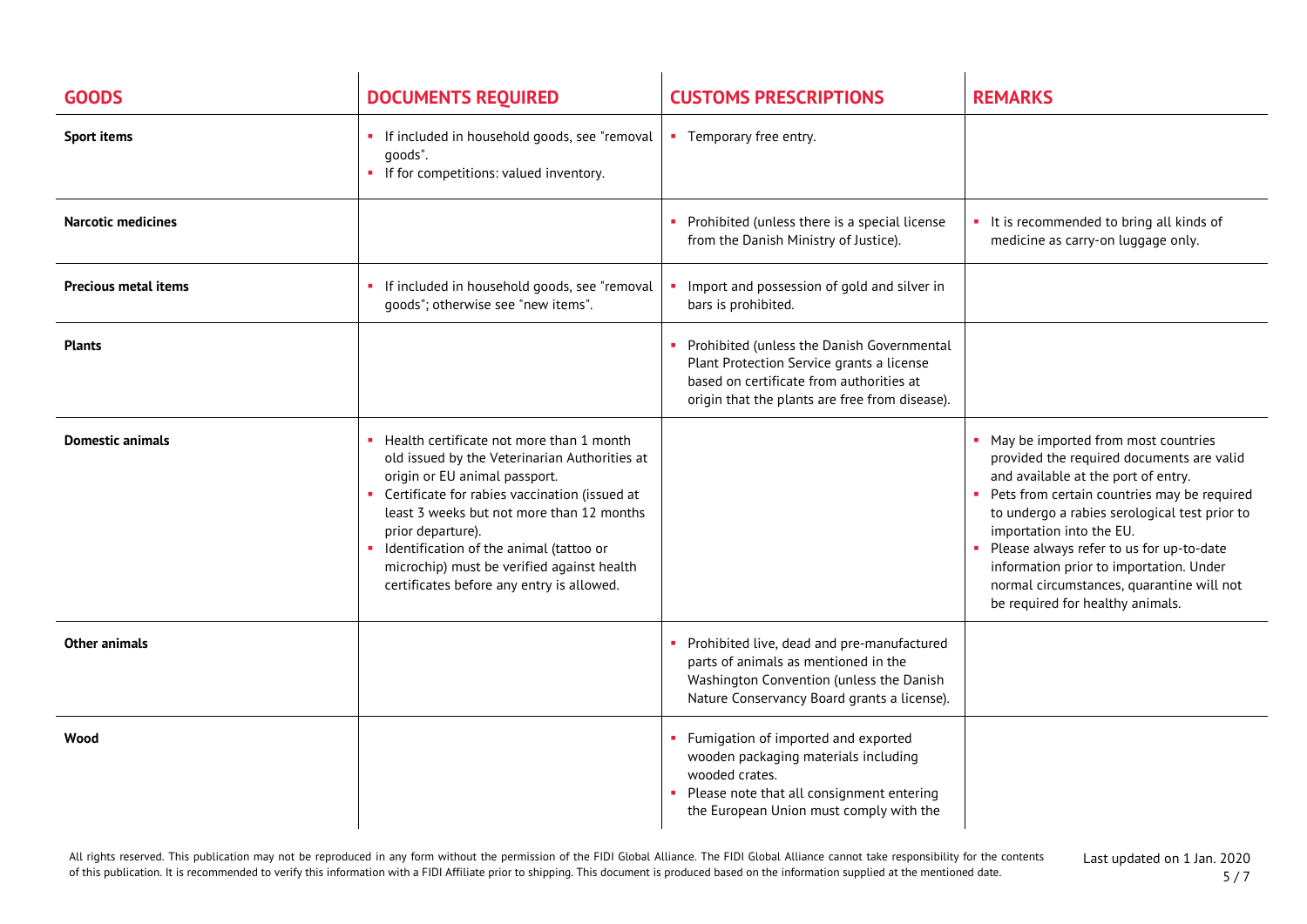| GOODS | DOCUMENTS REQUIRED | CUSTOMS PRESCRIPTIONS | REMARKS |
|---|---|---|---|
| **Sport items** | ▪ If included in household goods, see "removal goods".<br>▪ If for competitions: valued inventory. | ▪ Temporary free entry. | |
| **Narcotic medicines** | | ▪ Prohibited (unless there is a special license from the Danish Ministry of Justice). | ▪ It is recommended to bring all kinds of medicine as carry-on luggage only. |
| **Precious metal items** | ▪ If included in household goods, see "removal goods"; otherwise see "new items". | ▪ Import and possession of gold and silver in bars is prohibited. | |
| **Plants** | | ▪ Prohibited (unless the Danish Governmental Plant Protection Service grants a license based on certificate from authorities at origin that the plants are free from disease). | |
| **Domestic animals** | ▪ Health certificate not more than 1 month old issued by the Veterinarian Authorities at origin or EU animal passport.<br>▪ Certificate for rabies vaccination (issued at least 3 weeks but not more than 12 months prior departure).<br>▪ Identification of the animal (tattoo or microchip) must be verified against health certificates before any entry is allowed. | | ▪ May be imported from most countries provided the required documents are valid and available at the port of entry.<br>▪ Pets from certain countries may be required to undergo a rabies serological test prior to importation into the EU.<br>▪ Please always refer to us for up-to-date information prior to importation. Under normal circumstances, quarantine will not be required for healthy animals. |
| **Other animals** | | ▪ Prohibited live, dead and pre-manufactured parts of animals as mentioned in the Washington Convention (unless the Danish Nature Conservancy Board grants a license). | |
| **Wood** | | ▪ Fumigation of imported and exported wooden packaging materials including wooded crates.<br>▪ Please note that all consignment entering the European Union must comply with the | |

All rights reserved. This publication may not be reproduced in any form without the permission of the FIDI Global Alliance. The FIDI Global Alliance cannot take responsibility for the contents of this publication. It is recommended to verify this information with a FIDI Affiliate prior to shipping. This document is produced based on the information supplied at the mentioned date.

Last updated on 1 Jan. 2020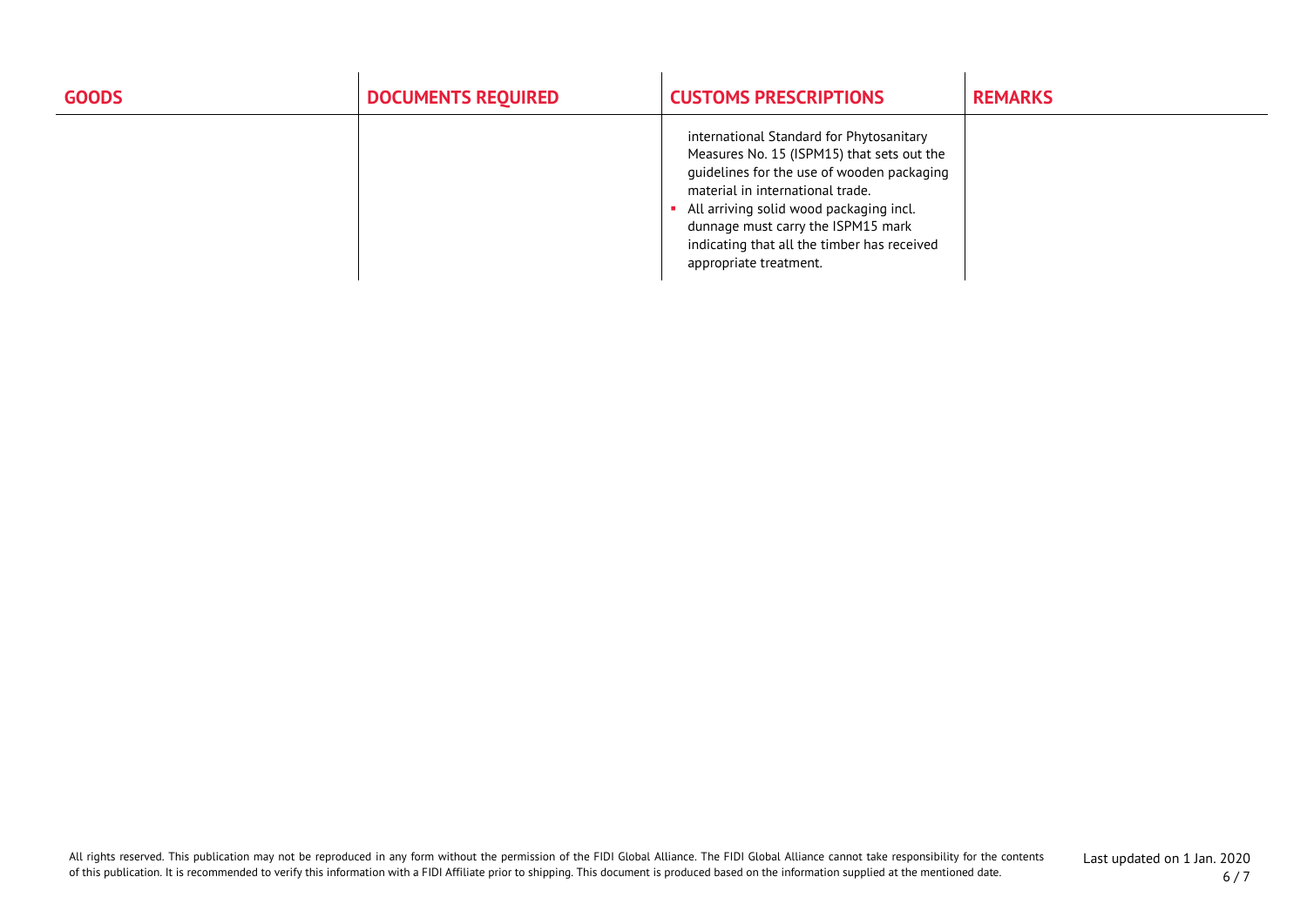| GOODS | DOCUMENTS REQUIRED | CUSTOMS PRESCRIPTIONS | REMARKS |
|---|---|---|---|
| | | international Standard for Phytosanitary Measures No. 15 (ISPM15) that sets out the guidelines for the use of wooden packaging material in international trade.<br>▪ All arriving solid wood packaging incl. dunnage must carry the ISPM15 mark indicating that all the timber has received appropriate treatment. | |

All rights reserved. This publication may not be reproduced in any form without the permission of the FIDI Global Alliance. The FIDI Global Alliance cannot take responsibility for the contents of this publication. It is recommended to verify this information with a FIDI Affiliate prior to shipping. This document is produced based on the information supplied at the mentioned date.

Last updated on 1 Jan. 2020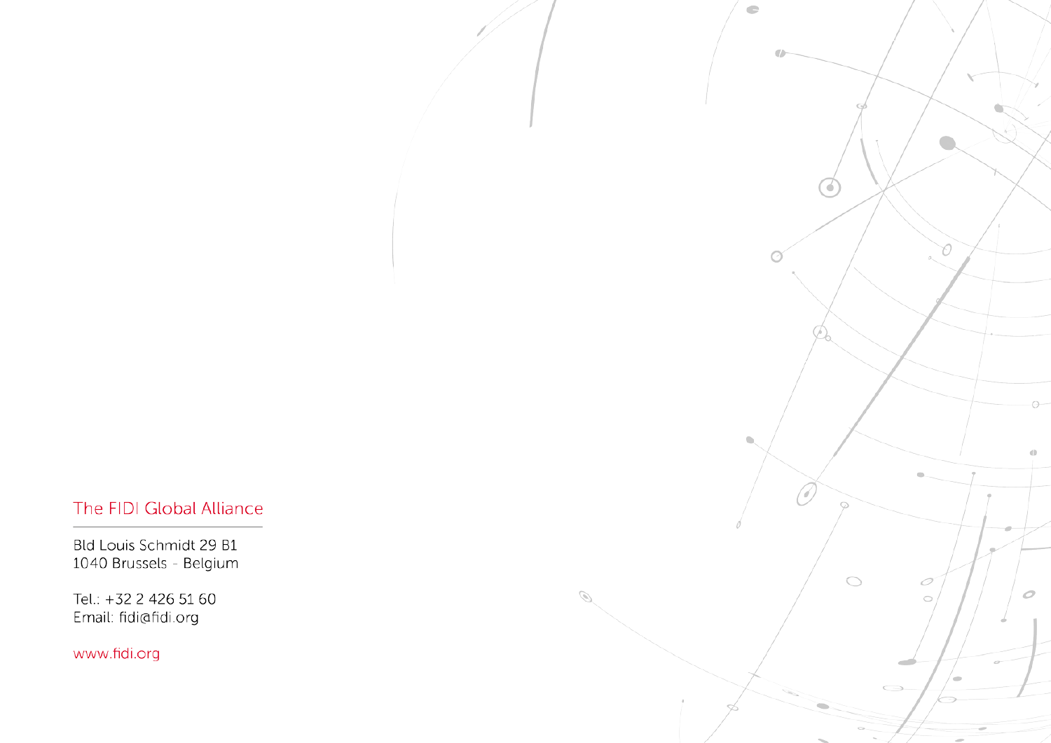The FIDI Global Alliance

Bld Louis Schmidt 29 B1
1040 Brussels - Belgium

Tel.: +32 2 426 51 60
Email: fidi@fidi.org

www.fidi.org